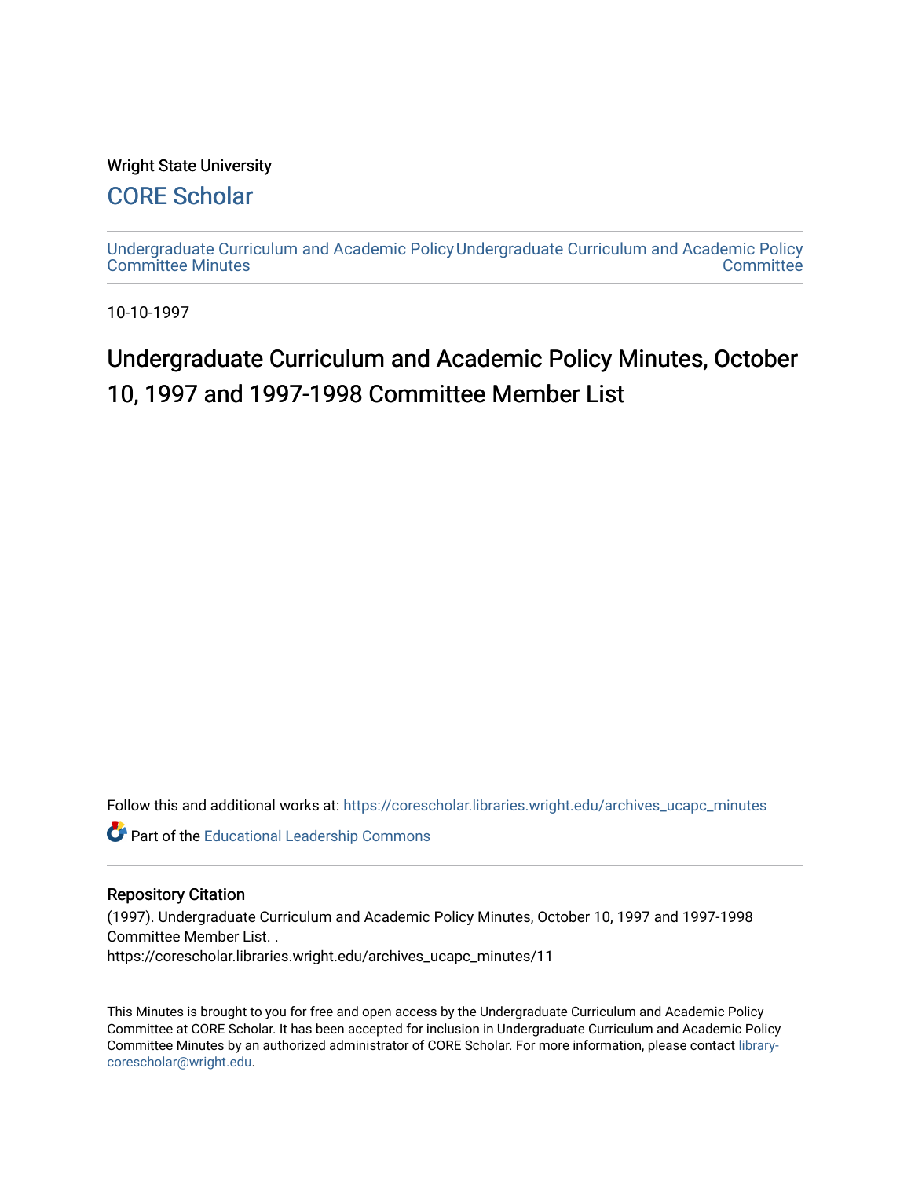Wright State University

## CORE Scholar

Undergraduate Curriculum and Academic Policy Committee Minutes

Undergraduate Curriculum and Academic Policy Committee

10-10-1997

# Undergraduate Curriculum and Academic Policy Minutes, October 10, 1997 and 1997-1998 Committee Member List

Follow this and additional works at: https://corescholar.libraries.wright.edu/archives_ucapc_minutes

Part of the Educational Leadership Commons

## Repository Citation

(1997). Undergraduate Curriculum and Academic Policy Minutes, October 10, 1997 and 1997-1998 Committee Member List. .
https://corescholar.libraries.wright.edu/archives_ucapc_minutes/11

This Minutes is brought to you for free and open access by the Undergraduate Curriculum and Academic Policy Committee at CORE Scholar. It has been accepted for inclusion in Undergraduate Curriculum and Academic Policy Committee Minutes by an authorized administrator of CORE Scholar. For more information, please contact library-corescholar@wright.edu.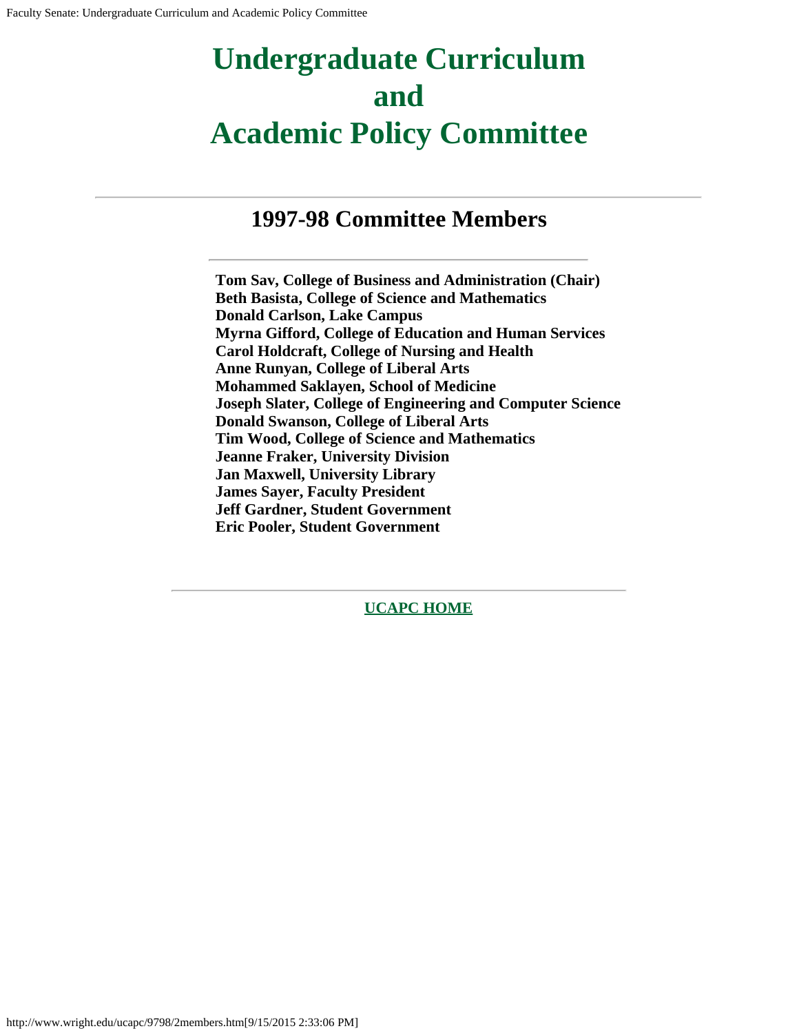# Undergraduate Curriculum and Academic Policy Committee

---

## 1997-98 Committee Members

---

**Tom Sav, College of Business and Administration (Chair)**
**Beth Basista, College of Science and Mathematics**
**Donald Carlson, Lake Campus**
**Myrna Gifford, College of Education and Human Services**
**Carol Holdcraft, College of Nursing and Health**
**Anne Runyan, College of Liberal Arts**
**Mohammed Saklayen, School of Medicine**
**Joseph Slater, College of Engineering and Computer Science**
**Donald Swanson, College of Liberal Arts**
**Tim Wood, College of Science and Mathematics**
**Jeanne Fraker, University Division**
**Jan Maxwell, University Library**
**James Sayer, Faculty President**
**Jeff Gardner, Student Government**
**Eric Pooler, Student Government**

---

**UCAPC HOME**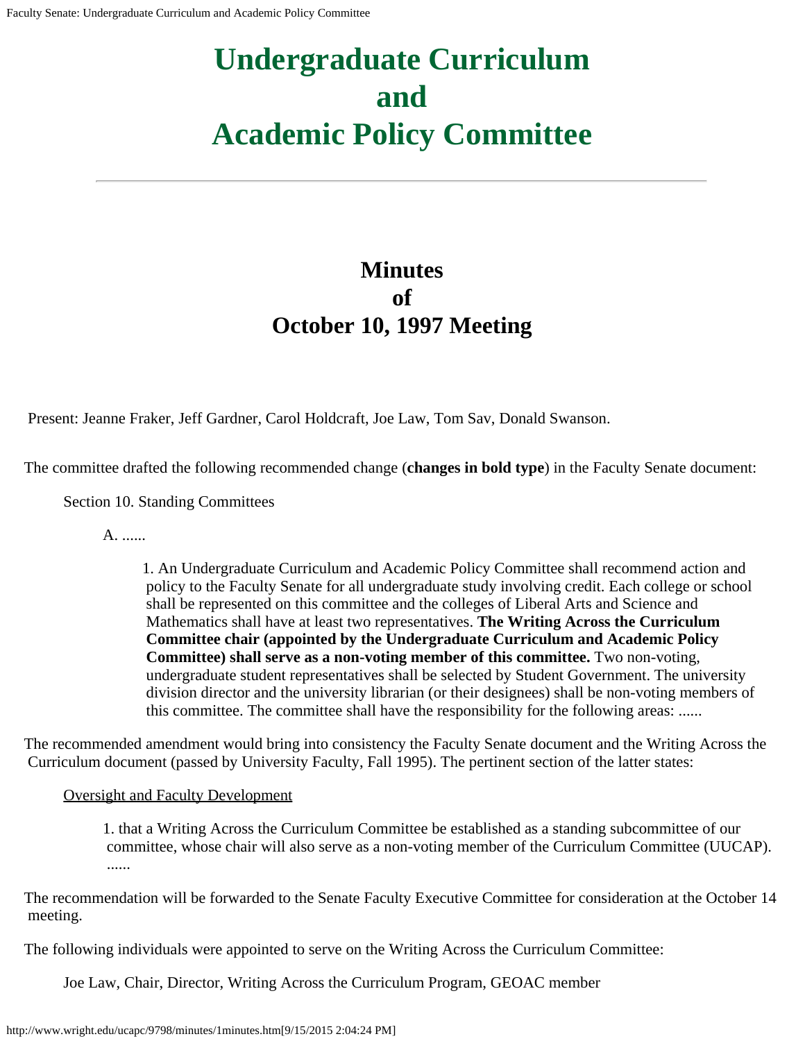# Undergraduate Curriculum and Academic Policy Committee

## Minutes of October 10, 1997 Meeting

Present: Jeanne Fraker, Jeff Gardner, Carol Holdcraft, Joe Law, Tom Sav, Donald Swanson.

The committee drafted the following recommended change (**changes in bold type**) in the Faculty Senate document:

Section 10. Standing Committees

A. ......

1. An Undergraduate Curriculum and Academic Policy Committee shall recommend action and policy to the Faculty Senate for all undergraduate study involving credit. Each college or school shall be represented on this committee and the colleges of Liberal Arts and Science and Mathematics shall have at least two representatives. **The Writing Across the Curriculum Committee chair (appointed by the Undergraduate Curriculum and Academic Policy Committee) shall serve as a non-voting member of this committee.** Two non-voting, undergraduate student representatives shall be selected by Student Government. The university division director and the university librarian (or their designees) shall be non-voting members of this committee. The committee shall have the responsibility for the following areas: ......

The recommended amendment would bring into consistency the Faculty Senate document and the Writing Across the Curriculum document (passed by University Faculty, Fall 1995). The pertinent section of the latter states:

<u>Oversight and Faculty Development</u>

1. that a Writing Across the Curriculum Committee be established as a standing subcommittee of our committee, whose chair will also serve as a non-voting member of the Curriculum Committee (UUCAP). ......

The recommendation will be forwarded to the Senate Faculty Executive Committee for consideration at the October 14 meeting.

The following individuals were appointed to serve on the Writing Across the Curriculum Committee:

Joe Law, Chair, Director, Writing Across the Curriculum Program, GEOAC member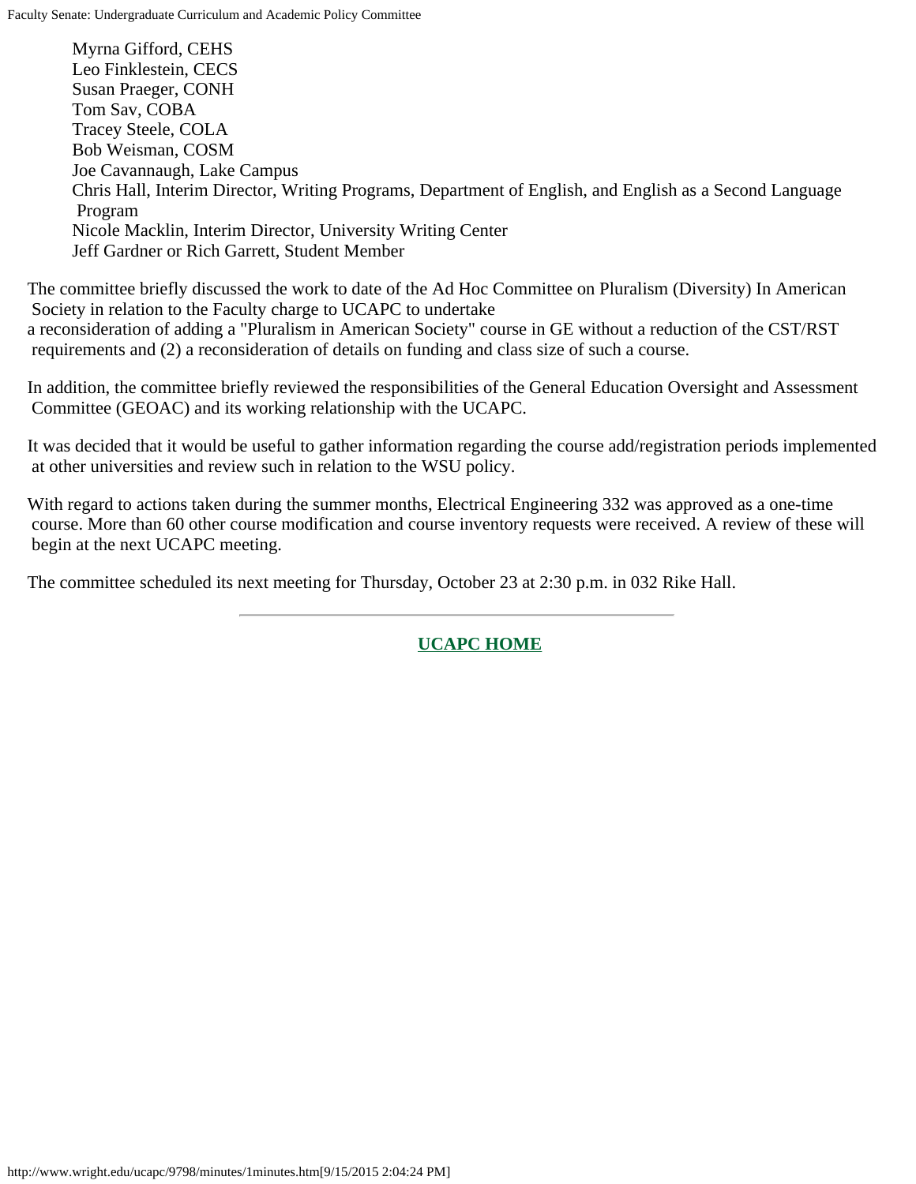Myrna Gifford, CEHS
Leo Finklestein, CECS
Susan Praeger, CONH
Tom Sav, COBA
Tracey Steele, COLA
Bob Weisman, COSM
Joe Cavannaugh, Lake Campus
Chris Hall, Interim Director, Writing Programs, Department of English, and English as a Second Language Program
Nicole Macklin, Interim Director, University Writing Center
Jeff Gardner or Rich Garrett, Student Member

The committee briefly discussed the work to date of the Ad Hoc Committee on Pluralism (Diversity) In American Society in relation to the Faculty charge to UCAPC to undertake
a reconsideration of adding a "Pluralism in American Society" course in GE without a reduction of the CST/RST requirements and (2) a reconsideration of details on funding and class size of such a course.

In addition, the committee briefly reviewed the responsibilities of the General Education Oversight and Assessment Committee (GEOAC) and its working relationship with the UCAPC.

It was decided that it would be useful to gather information regarding the course add/registration periods implemented at other universities and review such in relation to the WSU policy.

With regard to actions taken during the summer months, Electrical Engineering 332 was approved as a one-time course. More than 60 other course modification and course inventory requests were received. A review of these will begin at the next UCAPC meeting.

The committee scheduled its next meeting for Thursday, October 23 at 2:30 p.m. in 032 Rike Hall.

---

**UCAPC HOME**